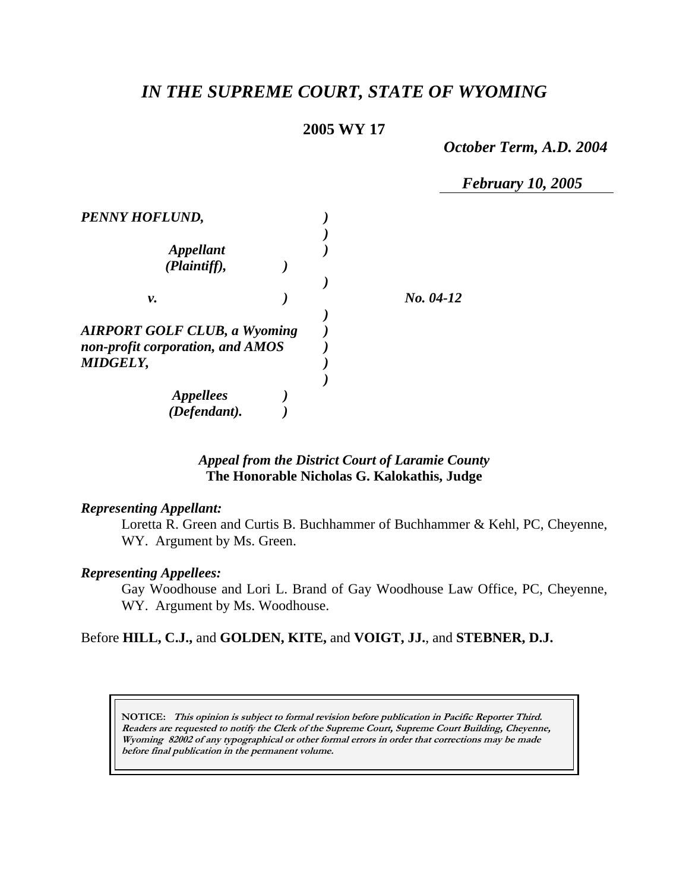# *IN THE SUPREME COURT, STATE OF WYOMING*

**2005 WY 17**

*October Term, A.D. 2004*

*February 10, 2005*

*PENNY HOFLUND,*

*Appellant (Plaintiff),*

*v.*

*AIRPORT GOLF CLUB, a Wyoming non-profit corporation, and AMOS MIDGELY,*

*Appellees (Defendant).*

*No. 04-12*

*Appeal from the District Court of Laramie County*
**The Honorable Nicholas G. Kalokathis, Judge**

*Representing Appellant:*

Loretta R. Green and Curtis B. Buchhammer of Buchhammer & Kehl, PC, Cheyenne, WY. Argument by Ms. Green.

*Representing Appellees:*

Gay Woodhouse and Lori L. Brand of Gay Woodhouse Law Office, PC, Cheyenne, WY. Argument by Ms. Woodhouse.

Before **HILL, C.J.,** and **GOLDEN, KITE,** and **VOIGT, JJ.**, and **STEBNER, D.J.**

**NOTICE:** ***This opinion is subject to formal revision before publication in Pacific Reporter Third. Readers are requested to notify the Clerk of the Supreme Court, Supreme Court Building, Cheyenne, Wyoming 82002 of any typographical or other formal errors in order that corrections may be made before final publication in the permanent volume.***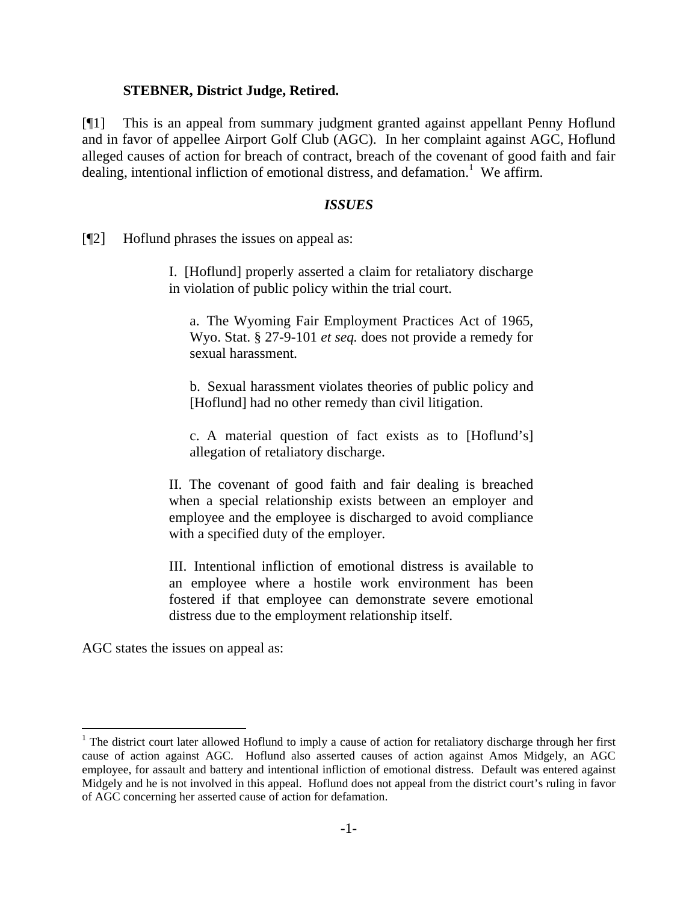**STEBNER, District Judge, Retired.**

[¶1] This is an appeal from summary judgment granted against appellant Penny Hoflund and in favor of appellee Airport Golf Club (AGC). In her complaint against AGC, Hoflund alleged causes of action for breach of contract, breach of the covenant of good faith and fair dealing, intentional infliction of emotional distress, and defamation.[1] We affirm.

## *ISSUES*

[¶2] Hoflund phrases the issues on appeal as:

> I. [Hoflund] properly asserted a claim for retaliatory discharge in violation of public policy within the trial court.
>
> > a. The Wyoming Fair Employment Practices Act of 1965, Wyo. Stat. § 27-9-101 *et seq.* does not provide a remedy for sexual harassment.
> >
> > b. Sexual harassment violates theories of public policy and [Hoflund] had no other remedy than civil litigation.
> >
> > c. A material question of fact exists as to [Hoflund's] allegation of retaliatory discharge.
>
> II. The covenant of good faith and fair dealing is breached when a special relationship exists between an employer and employee and the employee is discharged to avoid compliance with a specified duty of the employer.
>
> III. Intentional infliction of emotional distress is available to an employee where a hostile work environment has been fostered if that employee can demonstrate severe emotional distress due to the employment relationship itself.

AGC states the issues on appeal as:

---

[1] The district court later allowed Hoflund to imply a cause of action for retaliatory discharge through her first cause of action against AGC. Hoflund also asserted causes of action against Amos Midgely, an AGC employee, for assault and battery and intentional infliction of emotional distress. Default was entered against Midgely and he is not involved in this appeal. Hoflund does not appeal from the district court's ruling in favor of AGC concerning her asserted cause of action for defamation.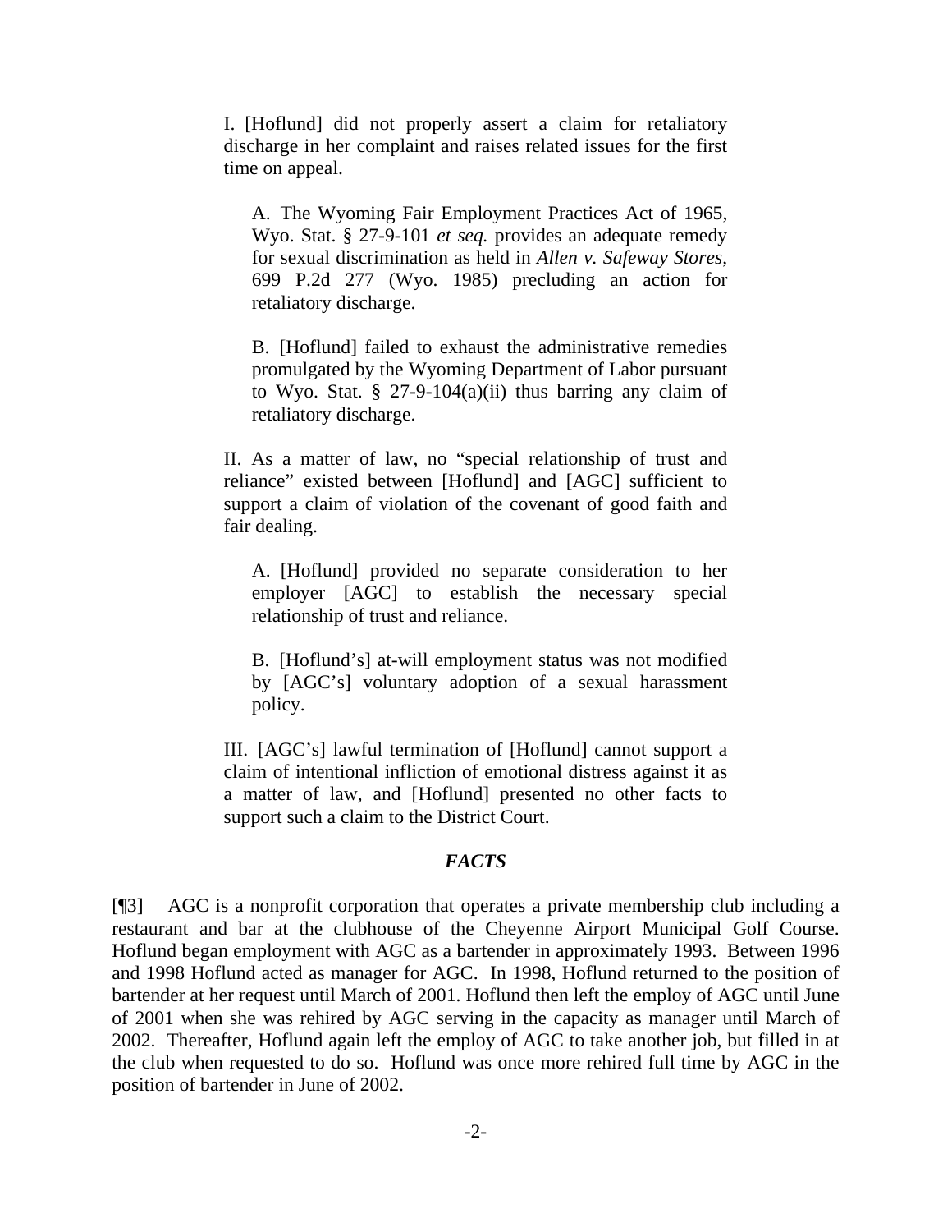I. [Hoflund] did not properly assert a claim for retaliatory discharge in her complaint and raises related issues for the first time on appeal.

A. The Wyoming Fair Employment Practices Act of 1965, Wyo. Stat. § 27-9-101 *et seq.* provides an adequate remedy for sexual discrimination as held in *Allen v. Safeway Stores*, 699 P.2d 277 (Wyo. 1985) precluding an action for retaliatory discharge.

B. [Hoflund] failed to exhaust the administrative remedies promulgated by the Wyoming Department of Labor pursuant to Wyo. Stat. § 27-9-104(a)(ii) thus barring any claim of retaliatory discharge.

II. As a matter of law, no "special relationship of trust and reliance" existed between [Hoflund] and [AGC] sufficient to support a claim of violation of the covenant of good faith and fair dealing.

A. [Hoflund] provided no separate consideration to her employer [AGC] to establish the necessary special relationship of trust and reliance.

B. [Hoflund's] at-will employment status was not modified by [AGC's] voluntary adoption of a sexual harassment policy.

III. [AGC's] lawful termination of [Hoflund] cannot support a claim of intentional infliction of emotional distress against it as a matter of law, and [Hoflund] presented no other facts to support such a claim to the District Court.

## *FACTS*

[¶3] AGC is a nonprofit corporation that operates a private membership club including a restaurant and bar at the clubhouse of the Cheyenne Airport Municipal Golf Course. Hoflund began employment with AGC as a bartender in approximately 1993. Between 1996 and 1998 Hoflund acted as manager for AGC. In 1998, Hoflund returned to the position of bartender at her request until March of 2001. Hoflund then left the employ of AGC until June of 2001 when she was rehired by AGC serving in the capacity as manager until March of 2002. Thereafter, Hoflund again left the employ of AGC to take another job, but filled in at the club when requested to do so. Hoflund was once more rehired full time by AGC in the position of bartender in June of 2002.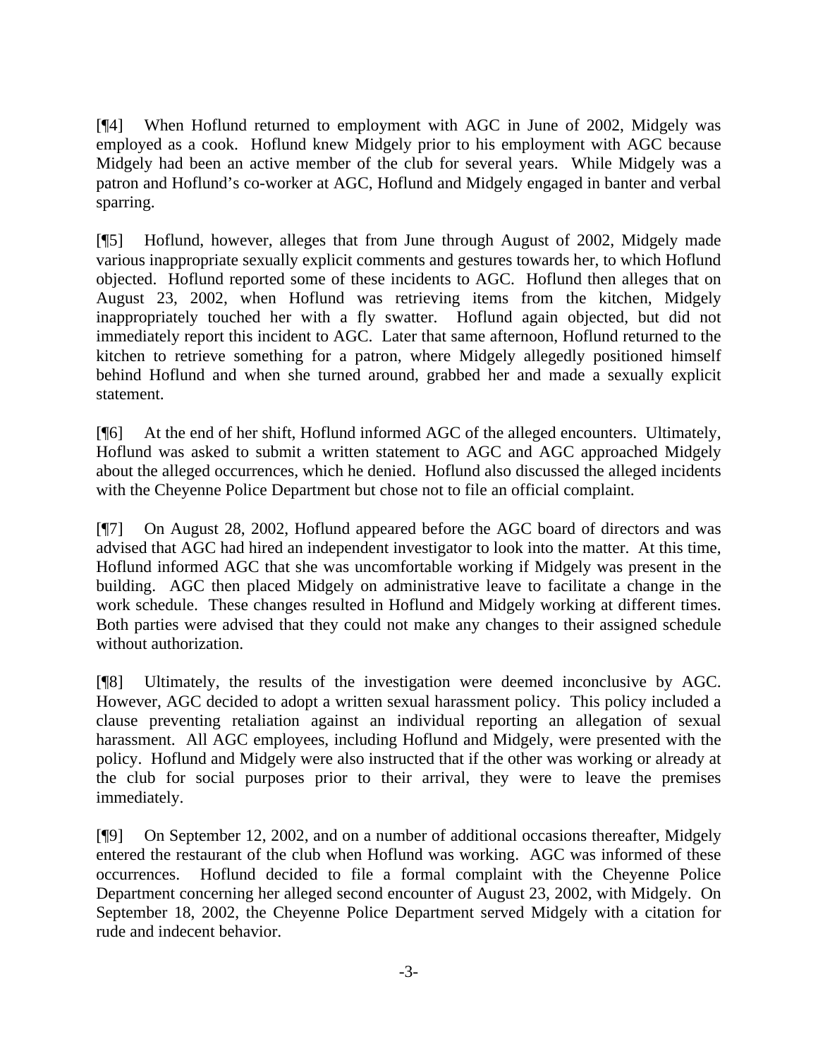[¶4] When Hoflund returned to employment with AGC in June of 2002, Midgely was employed as a cook. Hoflund knew Midgely prior to his employment with AGC because Midgely had been an active member of the club for several years. While Midgely was a patron and Hoflund's co-worker at AGC, Hoflund and Midgely engaged in banter and verbal sparring.

[¶5] Hoflund, however, alleges that from June through August of 2002, Midgely made various inappropriate sexually explicit comments and gestures towards her, to which Hoflund objected. Hoflund reported some of these incidents to AGC. Hoflund then alleges that on August 23, 2002, when Hoflund was retrieving items from the kitchen, Midgely inappropriately touched her with a fly swatter. Hoflund again objected, but did not immediately report this incident to AGC. Later that same afternoon, Hoflund returned to the kitchen to retrieve something for a patron, where Midgely allegedly positioned himself behind Hoflund and when she turned around, grabbed her and made a sexually explicit statement.

[¶6] At the end of her shift, Hoflund informed AGC of the alleged encounters. Ultimately, Hoflund was asked to submit a written statement to AGC and AGC approached Midgely about the alleged occurrences, which he denied. Hoflund also discussed the alleged incidents with the Cheyenne Police Department but chose not to file an official complaint.

[¶7] On August 28, 2002, Hoflund appeared before the AGC board of directors and was advised that AGC had hired an independent investigator to look into the matter. At this time, Hoflund informed AGC that she was uncomfortable working if Midgely was present in the building. AGC then placed Midgely on administrative leave to facilitate a change in the work schedule. These changes resulted in Hoflund and Midgely working at different times. Both parties were advised that they could not make any changes to their assigned schedule without authorization.

[¶8] Ultimately, the results of the investigation were deemed inconclusive by AGC. However, AGC decided to adopt a written sexual harassment policy. This policy included a clause preventing retaliation against an individual reporting an allegation of sexual harassment. All AGC employees, including Hoflund and Midgely, were presented with the policy. Hoflund and Midgely were also instructed that if the other was working or already at the club for social purposes prior to their arrival, they were to leave the premises immediately.

[¶9] On September 12, 2002, and on a number of additional occasions thereafter, Midgely entered the restaurant of the club when Hoflund was working. AGC was informed of these occurrences. Hoflund decided to file a formal complaint with the Cheyenne Police Department concerning her alleged second encounter of August 23, 2002, with Midgely. On September 18, 2002, the Cheyenne Police Department served Midgely with a citation for rude and indecent behavior.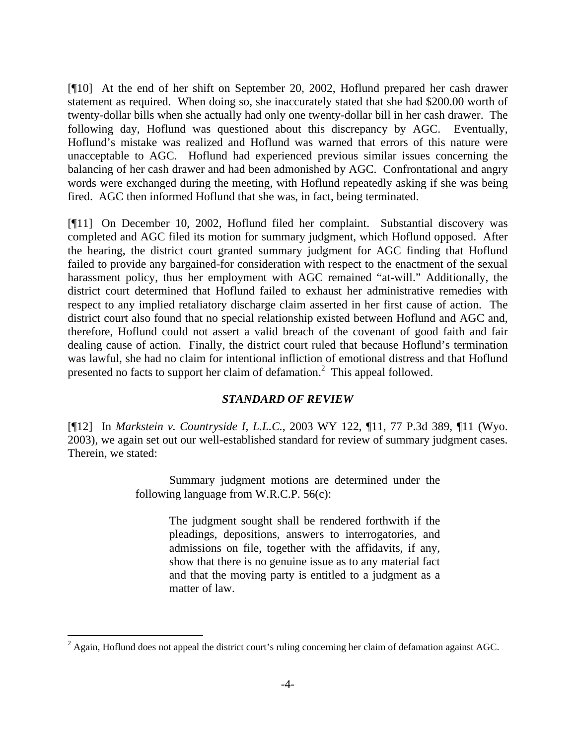[¶10] At the end of her shift on September 20, 2002, Hoflund prepared her cash drawer statement as required. When doing so, she inaccurately stated that she had $200.00 worth of twenty-dollar bills when she actually had only one twenty-dollar bill in her cash drawer. The following day, Hoflund was questioned about this discrepancy by AGC. Eventually, Hoflund's mistake was realized and Hoflund was warned that errors of this nature were unacceptable to AGC. Hoflund had experienced previous similar issues concerning the balancing of her cash drawer and had been admonished by AGC. Confrontational and angry words were exchanged during the meeting, with Hoflund repeatedly asking if she was being fired. AGC then informed Hoflund that she was, in fact, being terminated.

[¶11] On December 10, 2002, Hoflund filed her complaint. Substantial discovery was completed and AGC filed its motion for summary judgment, which Hoflund opposed. After the hearing, the district court granted summary judgment for AGC finding that Hoflund failed to provide any bargained-for consideration with respect to the enactment of the sexual harassment policy, thus her employment with AGC remained "at-will." Additionally, the district court determined that Hoflund failed to exhaust her administrative remedies with respect to any implied retaliatory discharge claim asserted in her first cause of action. The district court also found that no special relationship existed between Hoflund and AGC and, therefore, Hoflund could not assert a valid breach of the covenant of good faith and fair dealing cause of action. Finally, the district court ruled that because Hoflund's termination was lawful, she had no claim for intentional infliction of emotional distress and that Hoflund presented no facts to support her claim of defamation.[2] This appeal followed.

### *STANDARD OF REVIEW*

[¶12] In *Markstein v. Countryside I, L.L.C.*, 2003 WY 122, ¶11, 77 P.3d 389, ¶11 (Wyo. 2003), we again set out our well-established standard for review of summary judgment cases. Therein, we stated:

> Summary judgment motions are determined under the following language from W.R.C.P. 56(c):
>
> > The judgment sought shall be rendered forthwith if the pleadings, depositions, answers to interrogatories, and admissions on file, together with the affidavits, if any, show that there is no genuine issue as to any material fact and that the moving party is entitled to a judgment as a matter of law.

---

[2] Again, Hoflund does not appeal the district court's ruling concerning her claim of defamation against AGC.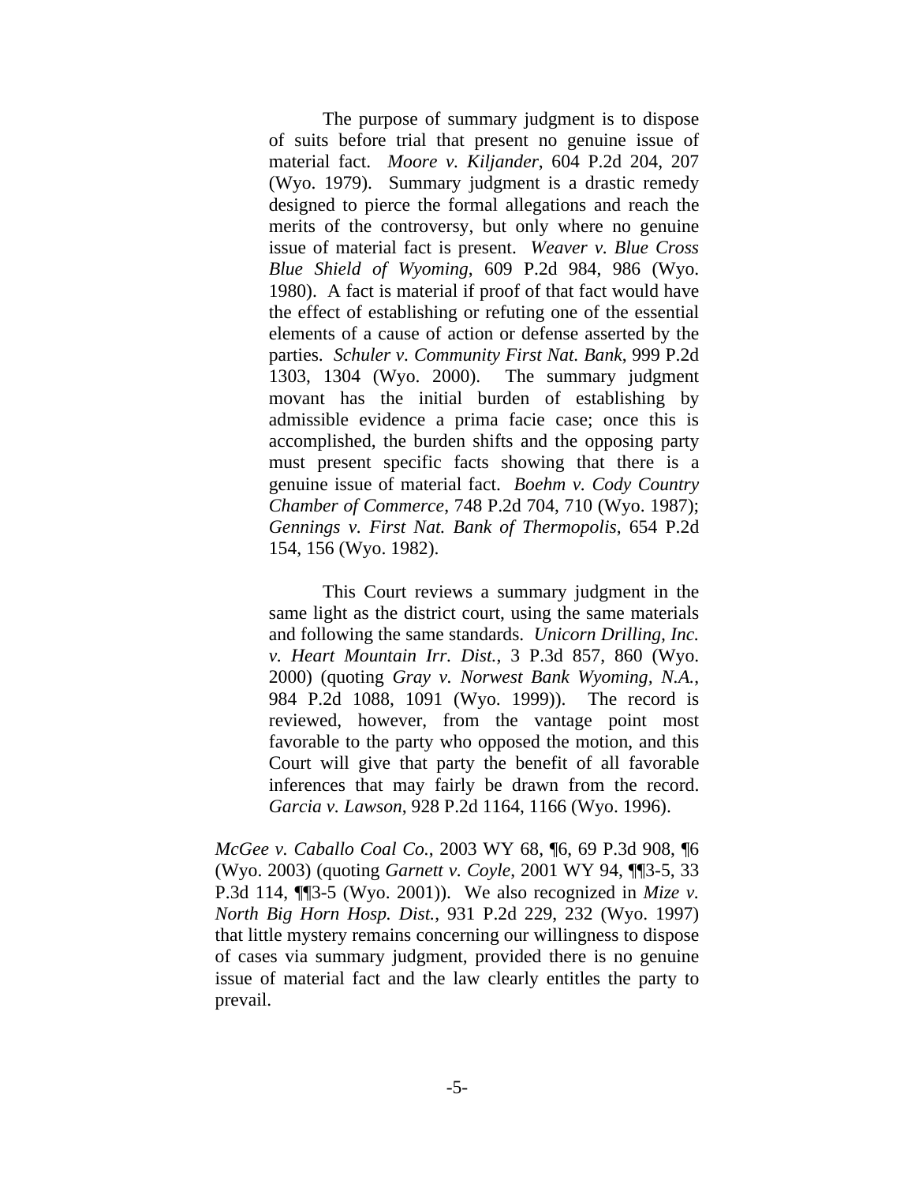> The purpose of summary judgment is to dispose of suits before trial that present no genuine issue of material fact. *Moore v. Kiljander*, 604 P.2d 204, 207 (Wyo. 1979). Summary judgment is a drastic remedy designed to pierce the formal allegations and reach the merits of the controversy, but only where no genuine issue of material fact is present. *Weaver v. Blue Cross Blue Shield of Wyoming*, 609 P.2d 984, 986 (Wyo. 1980). A fact is material if proof of that fact would have the effect of establishing or refuting one of the essential elements of a cause of action or defense asserted by the parties. *Schuler v. Community First Nat. Bank*, 999 P.2d 1303, 1304 (Wyo. 2000). The summary judgment movant has the initial burden of establishing by admissible evidence a prima facie case; once this is accomplished, the burden shifts and the opposing party must present specific facts showing that there is a genuine issue of material fact. *Boehm v. Cody Country Chamber of Commerce*, 748 P.2d 704, 710 (Wyo. 1987); *Gennings v. First Nat. Bank of Thermopolis*, 654 P.2d 154, 156 (Wyo. 1982).
>
> This Court reviews a summary judgment in the same light as the district court, using the same materials and following the same standards. *Unicorn Drilling, Inc. v. Heart Mountain Irr. Dist.*, 3 P.3d 857, 860 (Wyo. 2000) (quoting *Gray v. Norwest Bank Wyoming, N.A.*, 984 P.2d 1088, 1091 (Wyo. 1999)). The record is reviewed, however, from the vantage point most favorable to the party who opposed the motion, and this Court will give that party the benefit of all favorable inferences that may fairly be drawn from the record. *Garcia v. Lawson*, 928 P.2d 1164, 1166 (Wyo. 1996).

*McGee v. Caballo Coal Co.*, 2003 WY 68, ¶6, 69 P.3d 908, ¶6 (Wyo. 2003) (quoting *Garnett v. Coyle*, 2001 WY 94, ¶¶3-5, 33 P.3d 114, ¶¶3-5 (Wyo. 2001)). We also recognized in *Mize v. North Big Horn Hosp. Dist.*, 931 P.2d 229, 232 (Wyo. 1997) that little mystery remains concerning our willingness to dispose of cases via summary judgment, provided there is no genuine issue of material fact and the law clearly entitles the party to prevail.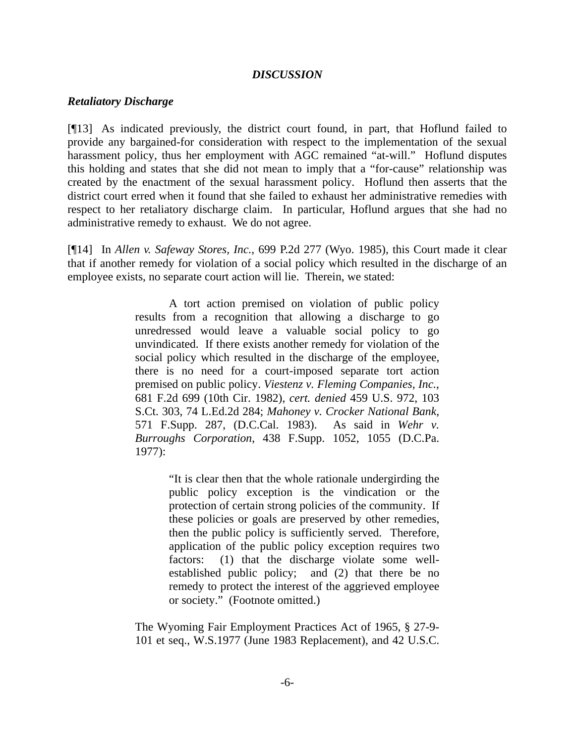## *DISCUSSION*

### *Retaliatory Discharge*

[¶13] As indicated previously, the district court found, in part, that Hoflund failed to provide any bargained-for consideration with respect to the implementation of the sexual harassment policy, thus her employment with AGC remained "at-will." Hoflund disputes this holding and states that she did not mean to imply that a "for-cause" relationship was created by the enactment of the sexual harassment policy. Hoflund then asserts that the district court erred when it found that she failed to exhaust her administrative remedies with respect to her retaliatory discharge claim. In particular, Hoflund argues that she had no administrative remedy to exhaust. We do not agree.

[¶14] In *Allen v. Safeway Stores, Inc.*, 699 P.2d 277 (Wyo. 1985), this Court made it clear that if another remedy for violation of a social policy which resulted in the discharge of an employee exists, no separate court action will lie. Therein, we stated:

> A tort action premised on violation of public policy results from a recognition that allowing a discharge to go unredressed would leave a valuable social policy to go unvindicated. If there exists another remedy for violation of the social policy which resulted in the discharge of the employee, there is no need for a court-imposed separate tort action premised on public policy. *Viestenz v. Fleming Companies, Inc.*, 681 F.2d 699 (10th Cir. 1982), *cert. denied* 459 U.S. 972, 103 S.Ct. 303, 74 L.Ed.2d 284; *Mahoney v. Crocker National Bank*, 571 F.Supp. 287, (D.C.Cal. 1983). As said in *Wehr v. Burroughs Corporation*, 438 F.Supp. 1052, 1055 (D.C.Pa. 1977):
>
> > "It is clear then that the whole rationale undergirding the public policy exception is the vindication or the protection of certain strong policies of the community. If these policies or goals are preserved by other remedies, then the public policy is sufficiently served. Therefore, application of the public policy exception requires two factors: (1) that the discharge violate some well-established public policy; and (2) that there be no remedy to protect the interest of the aggrieved employee or society." (Footnote omitted.)
>
> The Wyoming Fair Employment Practices Act of 1965, § 27-9-101 et seq., W.S.1977 (June 1983 Replacement), and 42 U.S.C.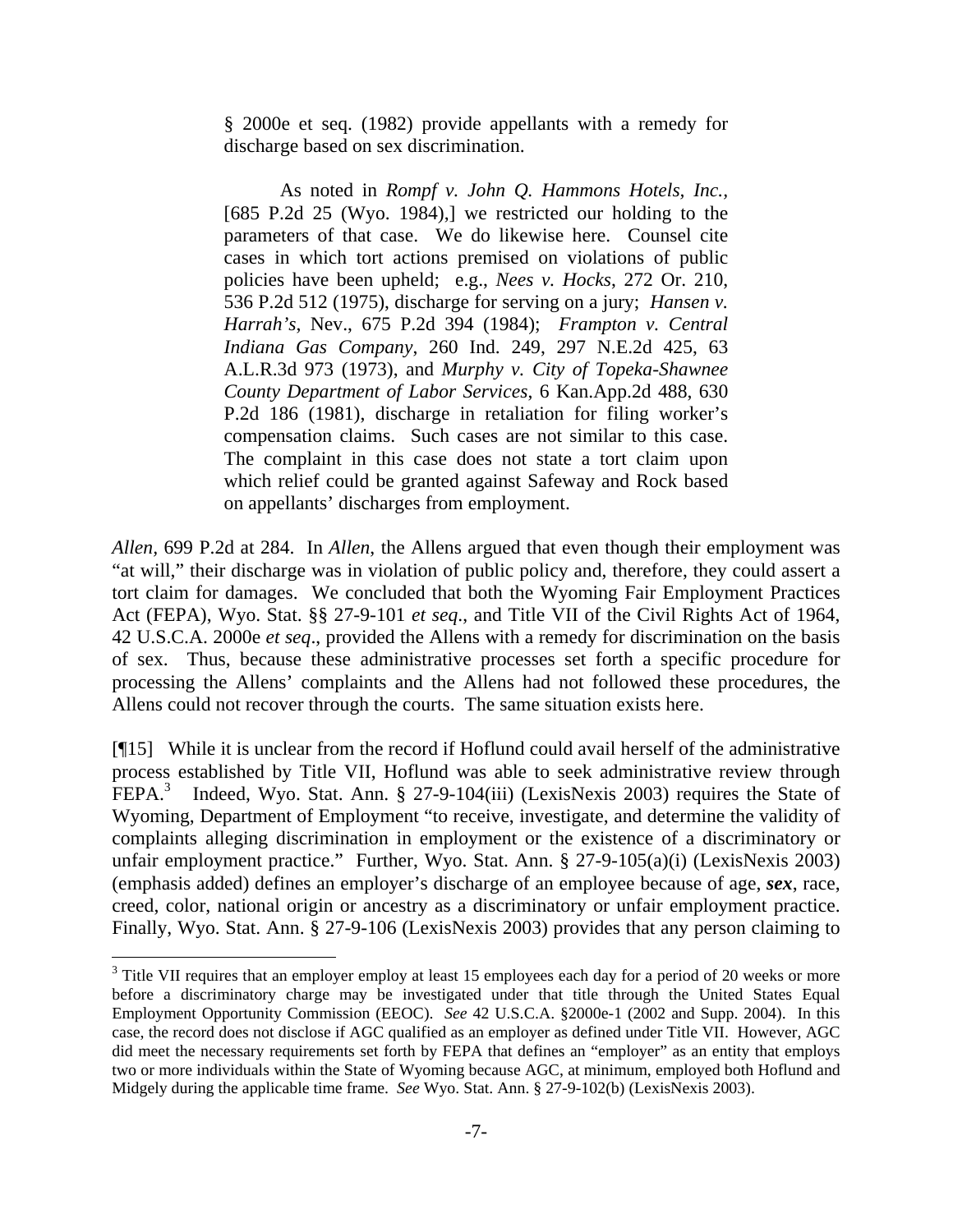> § 2000e et seq. (1982) provide appellants with a remedy for discharge based on sex discrimination.
>
> As noted in *Rompf v. John Q. Hammons Hotels, Inc.*, [685 P.2d 25 (Wyo. 1984),] we restricted our holding to the parameters of that case. We do likewise here. Counsel cite cases in which tort actions premised on violations of public policies have been upheld; e.g., *Nees v. Hocks*, 272 Or. 210, 536 P.2d 512 (1975), discharge for serving on a jury; *Hansen v. Harrah's*, Nev., 675 P.2d 394 (1984); *Frampton v. Central Indiana Gas Company*, 260 Ind. 249, 297 N.E.2d 425, 63 A.L.R.3d 973 (1973), and *Murphy v. City of Topeka-Shawnee County Department of Labor Services*, 6 Kan.App.2d 488, 630 P.2d 186 (1981), discharge in retaliation for filing worker's compensation claims. Such cases are not similar to this case. The complaint in this case does not state a tort claim upon which relief could be granted against Safeway and Rock based on appellants' discharges from employment.

*Allen*, 699 P.2d at 284. In *Allen*, the Allens argued that even though their employment was "at will," their discharge was in violation of public policy and, therefore, they could assert a tort claim for damages. We concluded that both the Wyoming Fair Employment Practices Act (FEPA), Wyo. Stat. §§ 27-9-101 *et seq*., and Title VII of the Civil Rights Act of 1964, 42 U.S.C.A. 2000e *et seq*., provided the Allens with a remedy for discrimination on the basis of sex. Thus, because these administrative processes set forth a specific procedure for processing the Allens' complaints and the Allens had not followed these procedures, the Allens could not recover through the courts. The same situation exists here.

[¶15] While it is unclear from the record if Hoflund could avail herself of the administrative process established by Title VII, Hoflund was able to seek administrative review through FEPA.[3] Indeed, Wyo. Stat. Ann. § 27-9-104(iii) (LexisNexis 2003) requires the State of Wyoming, Department of Employment "to receive, investigate, and determine the validity of complaints alleging discrimination in employment or the existence of a discriminatory or unfair employment practice." Further, Wyo. Stat. Ann. § 27-9-105(a)(i) (LexisNexis 2003) (emphasis added) defines an employer's discharge of an employee because of age, ***sex***, race, creed, color, national origin or ancestry as a discriminatory or unfair employment practice. Finally, Wyo. Stat. Ann. § 27-9-106 (LexisNexis 2003) provides that any person claiming to

---

[3] Title VII requires that an employer employ at least 15 employees each day for a period of 20 weeks or more before a discriminatory charge may be investigated under that title through the United States Equal Employment Opportunity Commission (EEOC). *See* 42 U.S.C.A. §2000e-1 (2002 and Supp. 2004). In this case, the record does not disclose if AGC qualified as an employer as defined under Title VII. However, AGC did meet the necessary requirements set forth by FEPA that defines an "employer" as an entity that employs two or more individuals within the State of Wyoming because AGC, at minimum, employed both Hoflund and Midgely during the applicable time frame. *See* Wyo. Stat. Ann. § 27-9-102(b) (LexisNexis 2003).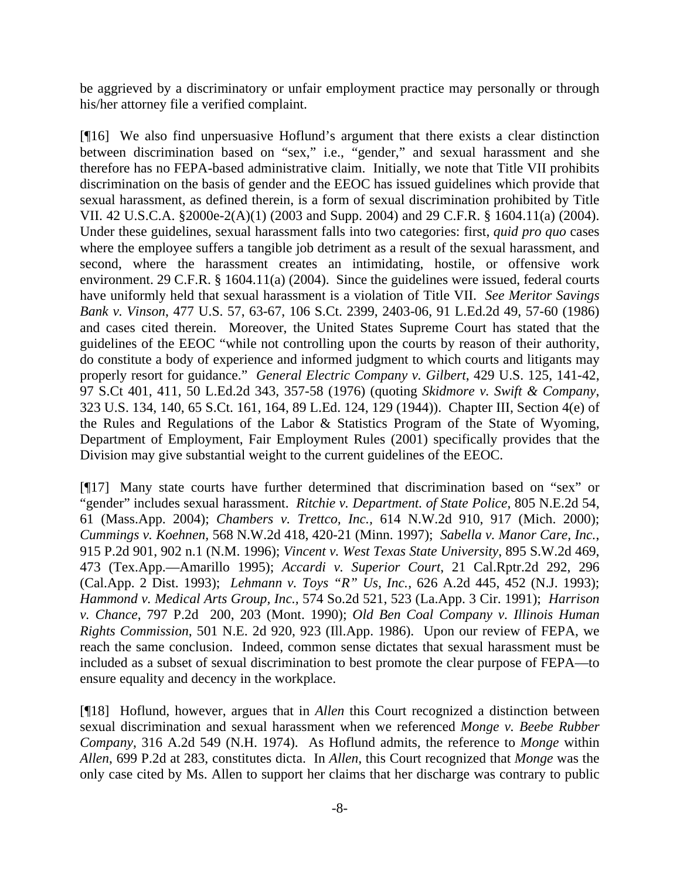be aggrieved by a discriminatory or unfair employment practice may personally or through his/her attorney file a verified complaint.

[¶16] We also find unpersuasive Hoflund's argument that there exists a clear distinction between discrimination based on "sex," i.e., "gender," and sexual harassment and she therefore has no FEPA-based administrative claim. Initially, we note that Title VII prohibits discrimination on the basis of gender and the EEOC has issued guidelines which provide that sexual harassment, as defined therein, is a form of sexual discrimination prohibited by Title VII. 42 U.S.C.A. §2000e-2(A)(1) (2003 and Supp. 2004) and 29 C.F.R. § 1604.11(a) (2004). Under these guidelines, sexual harassment falls into two categories: first, *quid pro quo* cases where the employee suffers a tangible job detriment as a result of the sexual harassment, and second, where the harassment creates an intimidating, hostile, or offensive work environment. 29 C.F.R. § 1604.11(a) (2004). Since the guidelines were issued, federal courts have uniformly held that sexual harassment is a violation of Title VII. *See Meritor Savings Bank v. Vinson*, 477 U.S. 57, 63-67, 106 S.Ct. 2399, 2403-06, 91 L.Ed.2d 49, 57-60 (1986) and cases cited therein. Moreover, the United States Supreme Court has stated that the guidelines of the EEOC "while not controlling upon the courts by reason of their authority, do constitute a body of experience and informed judgment to which courts and litigants may properly resort for guidance." *General Electric Company v. Gilbert*, 429 U.S. 125, 141-42, 97 S.Ct 401, 411, 50 L.Ed.2d 343, 357-58 (1976) (quoting *Skidmore v. Swift & Company*, 323 U.S. 134, 140, 65 S.Ct. 161, 164, 89 L.Ed. 124, 129 (1944)). Chapter III, Section 4(e) of the Rules and Regulations of the Labor & Statistics Program of the State of Wyoming, Department of Employment, Fair Employment Rules (2001) specifically provides that the Division may give substantial weight to the current guidelines of the EEOC.

[¶17] Many state courts have further determined that discrimination based on "sex" or "gender" includes sexual harassment. *Ritchie v. Department. of State Police*, 805 N.E.2d 54, 61 (Mass.App. 2004); *Chambers v. Trettco, Inc.*, 614 N.W.2d 910, 917 (Mich. 2000); *Cummings v. Koehnen*, 568 N.W.2d 418, 420-21 (Minn. 1997); *Sabella v. Manor Care, Inc.*, 915 P.2d 901, 902 n.1 (N.M. 1996); *Vincent v. West Texas State University*, 895 S.W.2d 469, 473 (Tex.App.—Amarillo 1995); *Accardi v. Superior Court*, 21 Cal.Rptr.2d 292, 296 (Cal.App. 2 Dist. 1993); *Lehmann v. Toys "R" Us, Inc.*, 626 A.2d 445, 452 (N.J. 1993); *Hammond v. Medical Arts Group, Inc.*, 574 So.2d 521, 523 (La.App. 3 Cir. 1991); *Harrison v. Chance*, 797 P.2d 200, 203 (Mont. 1990); *Old Ben Coal Company v. Illinois Human Rights Commission*, 501 N.E. 2d 920, 923 (Ill.App. 1986). Upon our review of FEPA, we reach the same conclusion. Indeed, common sense dictates that sexual harassment must be included as a subset of sexual discrimination to best promote the clear purpose of FEPA—to ensure equality and decency in the workplace.

[¶18] Hoflund, however, argues that in *Allen* this Court recognized a distinction between sexual discrimination and sexual harassment when we referenced *Monge v. Beebe Rubber Company*, 316 A.2d 549 (N.H. 1974). As Hoflund admits, the reference to *Monge* within *Allen*, 699 P.2d at 283, constitutes dicta. In *Allen*, this Court recognized that *Monge* was the only case cited by Ms. Allen to support her claims that her discharge was contrary to public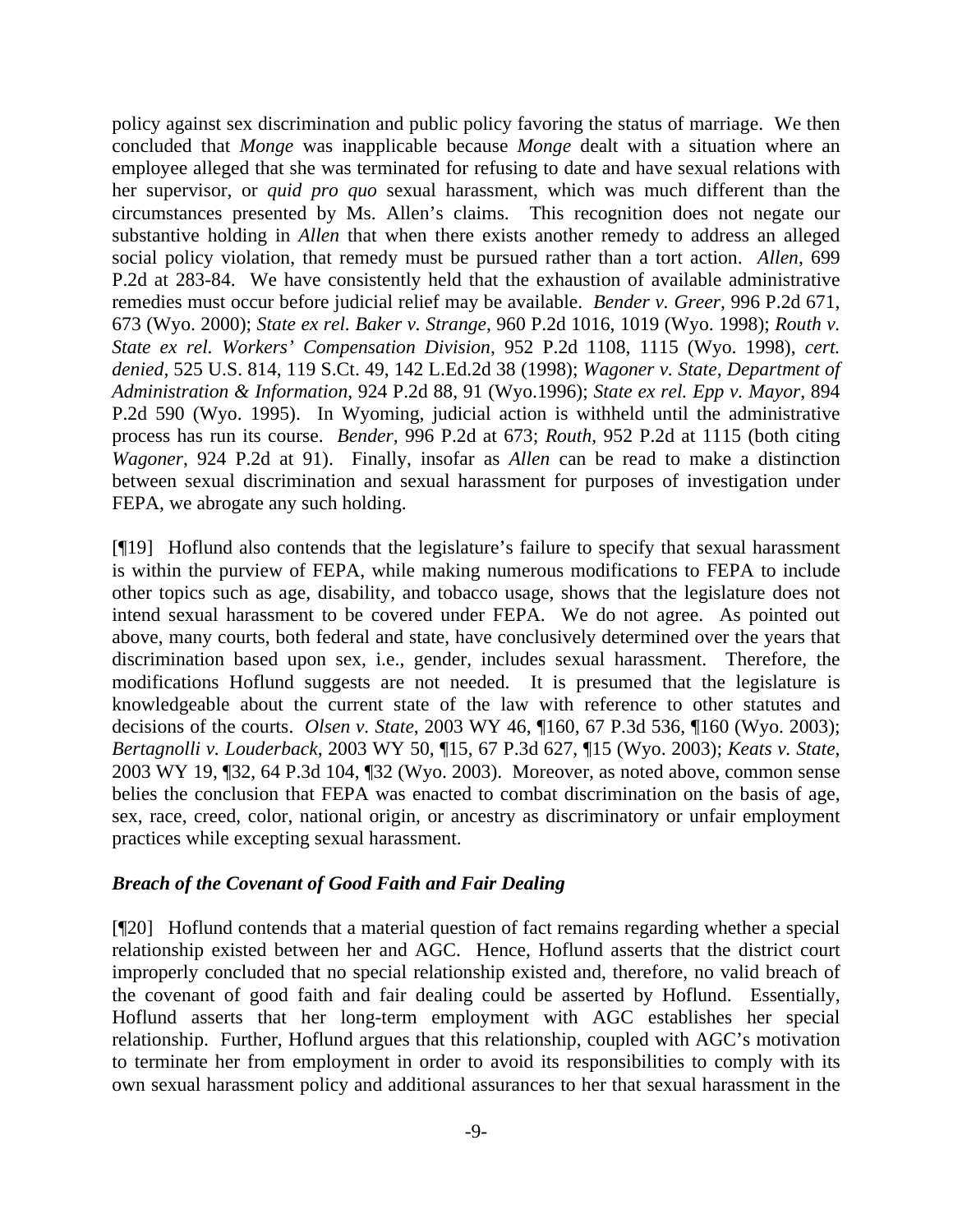policy against sex discrimination and public policy favoring the status of marriage. We then concluded that *Monge* was inapplicable because *Monge* dealt with a situation where an employee alleged that she was terminated for refusing to date and have sexual relations with her supervisor, or *quid pro quo* sexual harassment, which was much different than the circumstances presented by Ms. Allen's claims. This recognition does not negate our substantive holding in *Allen* that when there exists another remedy to address an alleged social policy violation, that remedy must be pursued rather than a tort action. *Allen*, 699 P.2d at 283-84. We have consistently held that the exhaustion of available administrative remedies must occur before judicial relief may be available. *Bender v. Greer*, 996 P.2d 671, 673 (Wyo. 2000); *State ex rel. Baker v. Strange*, 960 P.2d 1016, 1019 (Wyo. 1998); *Routh v. State ex rel. Workers' Compensation Division*, 952 P.2d 1108, 1115 (Wyo. 1998), *cert. denied*, 525 U.S. 814, 119 S.Ct. 49, 142 L.Ed.2d 38 (1998); *Wagoner v. State, Department of Administration & Information*, 924 P.2d 88, 91 (Wyo.1996); *State ex rel. Epp v. Mayor*, 894 P.2d 590 (Wyo. 1995). In Wyoming, judicial action is withheld until the administrative process has run its course. *Bender*, 996 P.2d at 673; *Routh*, 952 P.2d at 1115 (both citing *Wagoner*, 924 P.2d at 91). Finally, insofar as *Allen* can be read to make a distinction between sexual discrimination and sexual harassment for purposes of investigation under FEPA, we abrogate any such holding.

[¶19] Hoflund also contends that the legislature's failure to specify that sexual harassment is within the purview of FEPA, while making numerous modifications to FEPA to include other topics such as age, disability, and tobacco usage, shows that the legislature does not intend sexual harassment to be covered under FEPA. We do not agree. As pointed out above, many courts, both federal and state, have conclusively determined over the years that discrimination based upon sex, i.e., gender, includes sexual harassment. Therefore, the modifications Hoflund suggests are not needed. It is presumed that the legislature is knowledgeable about the current state of the law with reference to other statutes and decisions of the courts. *Olsen v. State*, 2003 WY 46, ¶160, 67 P.3d 536, ¶160 (Wyo. 2003); *Bertagnolli v. Louderback*, 2003 WY 50, ¶15, 67 P.3d 627, ¶15 (Wyo. 2003); *Keats v. State*, 2003 WY 19, ¶32, 64 P.3d 104, ¶32 (Wyo. 2003). Moreover, as noted above, common sense belies the conclusion that FEPA was enacted to combat discrimination on the basis of age, sex, race, creed, color, national origin, or ancestry as discriminatory or unfair employment practices while excepting sexual harassment.

### *Breach of the Covenant of Good Faith and Fair Dealing*

[¶20] Hoflund contends that a material question of fact remains regarding whether a special relationship existed between her and AGC. Hence, Hoflund asserts that the district court improperly concluded that no special relationship existed and, therefore, no valid breach of the covenant of good faith and fair dealing could be asserted by Hoflund. Essentially, Hoflund asserts that her long-term employment with AGC establishes her special relationship. Further, Hoflund argues that this relationship, coupled with AGC's motivation to terminate her from employment in order to avoid its responsibilities to comply with its own sexual harassment policy and additional assurances to her that sexual harassment in the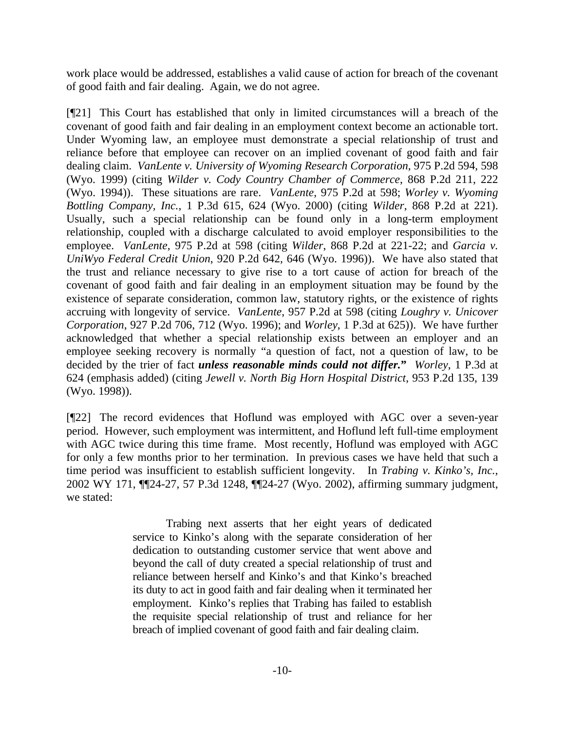work place would be addressed, establishes a valid cause of action for breach of the covenant of good faith and fair dealing. Again, we do not agree.

[¶21] This Court has established that only in limited circumstances will a breach of the covenant of good faith and fair dealing in an employment context become an actionable tort. Under Wyoming law, an employee must demonstrate a special relationship of trust and reliance before that employee can recover on an implied covenant of good faith and fair dealing claim. *VanLente v. University of Wyoming Research Corporation*, 975 P.2d 594, 598 (Wyo. 1999) (citing *Wilder v. Cody Country Chamber of Commerce*, 868 P.2d 211, 222 (Wyo. 1994)). These situations are rare. *VanLente*, 975 P.2d at 598; *Worley v. Wyoming Bottling Company, Inc.*, 1 P.3d 615, 624 (Wyo. 2000) (citing *Wilder*, 868 P.2d at 221). Usually, such a special relationship can be found only in a long-term employment relationship, coupled with a discharge calculated to avoid employer responsibilities to the employee. *VanLente*, 975 P.2d at 598 (citing *Wilder*, 868 P.2d at 221-22; and *Garcia v. UniWyo Federal Credit Union*, 920 P.2d 642, 646 (Wyo. 1996)). We have also stated that the trust and reliance necessary to give rise to a tort cause of action for breach of the covenant of good faith and fair dealing in an employment situation may be found by the existence of separate consideration, common law, statutory rights, or the existence of rights accruing with longevity of service. *VanLente*, 957 P.2d at 598 (citing *Loughry v. Unicover Corporation*, 927 P.2d 706, 712 (Wyo. 1996); and *Worley*, 1 P.3d at 625)). We have further acknowledged that whether a special relationship exists between an employer and an employee seeking recovery is normally "a question of fact, not a question of law, to be decided by the trier of fact ***unless reasonable minds could not differ.***" *Worley*, 1 P.3d at 624 (emphasis added) (citing *Jewell v. North Big Horn Hospital District*, 953 P.2d 135, 139 (Wyo. 1998)).

[¶22] The record evidences that Hoflund was employed with AGC over a seven-year period. However, such employment was intermittent, and Hoflund left full-time employment with AGC twice during this time frame. Most recently, Hoflund was employed with AGC for only a few months prior to her termination. In previous cases we have held that such a time period was insufficient to establish sufficient longevity. In *Trabing v. Kinko's, Inc.*, 2002 WY 171, ¶¶24-27, 57 P.3d 1248, ¶¶24-27 (Wyo. 2002), affirming summary judgment, we stated:

> Trabing next asserts that her eight years of dedicated service to Kinko's along with the separate consideration of her dedication to outstanding customer service that went above and beyond the call of duty created a special relationship of trust and reliance between herself and Kinko's and that Kinko's breached its duty to act in good faith and fair dealing when it terminated her employment. Kinko's replies that Trabing has failed to establish the requisite special relationship of trust and reliance for her breach of implied covenant of good faith and fair dealing claim.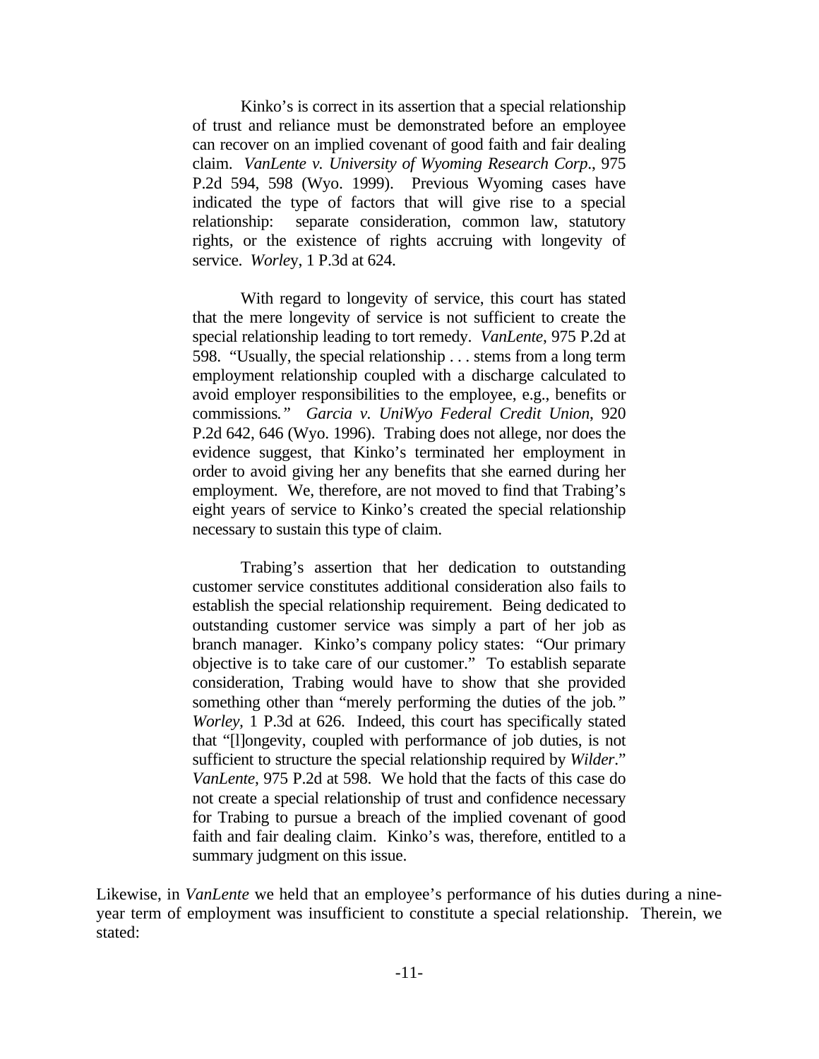> Kinko's is correct in its assertion that a special relationship of trust and reliance must be demonstrated before an employee can recover on an implied covenant of good faith and fair dealing claim. *VanLente v. University of Wyoming Research Corp*., 975 P.2d 594, 598 (Wyo. 1999). Previous Wyoming cases have indicated the type of factors that will give rise to a special relationship: separate consideration, common law, statutory rights, or the existence of rights accruing with longevity of service. *Worley*, 1 P.3d at 624.
>
> With regard to longevity of service, this court has stated that the mere longevity of service is not sufficient to create the special relationship leading to tort remedy. *VanLente*, 975 P.2d at 598. "Usually, the special relationship . . . stems from a long term employment relationship coupled with a discharge calculated to avoid employer responsibilities to the employee, e.g., benefits or commissions." *Garcia v. UniWyo Federal Credit Union*, 920 P.2d 642, 646 (Wyo. 1996). Trabing does not allege, nor does the evidence suggest, that Kinko's terminated her employment in order to avoid giving her any benefits that she earned during her employment. We, therefore, are not moved to find that Trabing's eight years of service to Kinko's created the special relationship necessary to sustain this type of claim.
>
> Trabing's assertion that her dedication to outstanding customer service constitutes additional consideration also fails to establish the special relationship requirement. Being dedicated to outstanding customer service was simply a part of her job as branch manager. Kinko's company policy states: "Our primary objective is to take care of our customer." To establish separate consideration, Trabing would have to show that she provided something other than "merely performing the duties of the job." *Worley*, 1 P.3d at 626. Indeed, this court has specifically stated that "[l]ongevity, coupled with performance of job duties, is not sufficient to structure the special relationship required by *Wilder*." *VanLente*, 975 P.2d at 598. We hold that the facts of this case do not create a special relationship of trust and confidence necessary for Trabing to pursue a breach of the implied covenant of good faith and fair dealing claim. Kinko's was, therefore, entitled to a summary judgment on this issue.

Likewise, in *VanLente* we held that an employee's performance of his duties during a nine-year term of employment was insufficient to constitute a special relationship. Therein, we stated: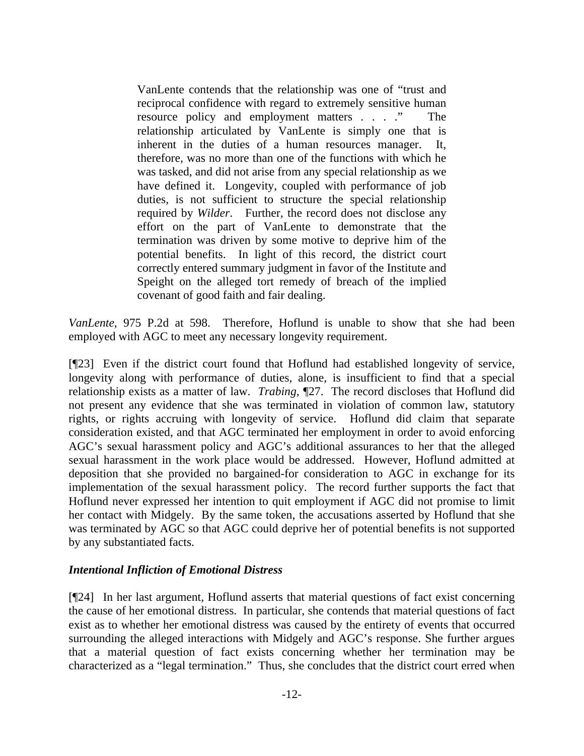> VanLente contends that the relationship was one of "trust and reciprocal confidence with regard to extremely sensitive human resource policy and employment matters . . . ." The relationship articulated by VanLente is simply one that is inherent in the duties of a human resources manager. It, therefore, was no more than one of the functions with which he was tasked, and did not arise from any special relationship as we have defined it. Longevity, coupled with performance of job duties, is not sufficient to structure the special relationship required by *Wilder*. Further, the record does not disclose any effort on the part of VanLente to demonstrate that the termination was driven by some motive to deprive him of the potential benefits. In light of this record, the district court correctly entered summary judgment in favor of the Institute and Speight on the alleged tort remedy of breach of the implied covenant of good faith and fair dealing.

*VanLente*, 975 P.2d at 598. Therefore, Hoflund is unable to show that she had been employed with AGC to meet any necessary longevity requirement.

[¶23] Even if the district court found that Hoflund had established longevity of service, longevity along with performance of duties, alone, is insufficient to find that a special relationship exists as a matter of law. *Trabing*, ¶27. The record discloses that Hoflund did not present any evidence that she was terminated in violation of common law, statutory rights, or rights accruing with longevity of service. Hoflund did claim that separate consideration existed, and that AGC terminated her employment in order to avoid enforcing AGC's sexual harassment policy and AGC's additional assurances to her that the alleged sexual harassment in the work place would be addressed. However, Hoflund admitted at deposition that she provided no bargained-for consideration to AGC in exchange for its implementation of the sexual harassment policy. The record further supports the fact that Hoflund never expressed her intention to quit employment if AGC did not promise to limit her contact with Midgely. By the same token, the accusations asserted by Hoflund that she was terminated by AGC so that AGC could deprive her of potential benefits is not supported by any substantiated facts.

### *Intentional Infliction of Emotional Distress*

[¶24] In her last argument, Hoflund asserts that material questions of fact exist concerning the cause of her emotional distress. In particular, she contends that material questions of fact exist as to whether her emotional distress was caused by the entirety of events that occurred surrounding the alleged interactions with Midgely and AGC's response. She further argues that a material question of fact exists concerning whether her termination may be characterized as a "legal termination." Thus, she concludes that the district court erred when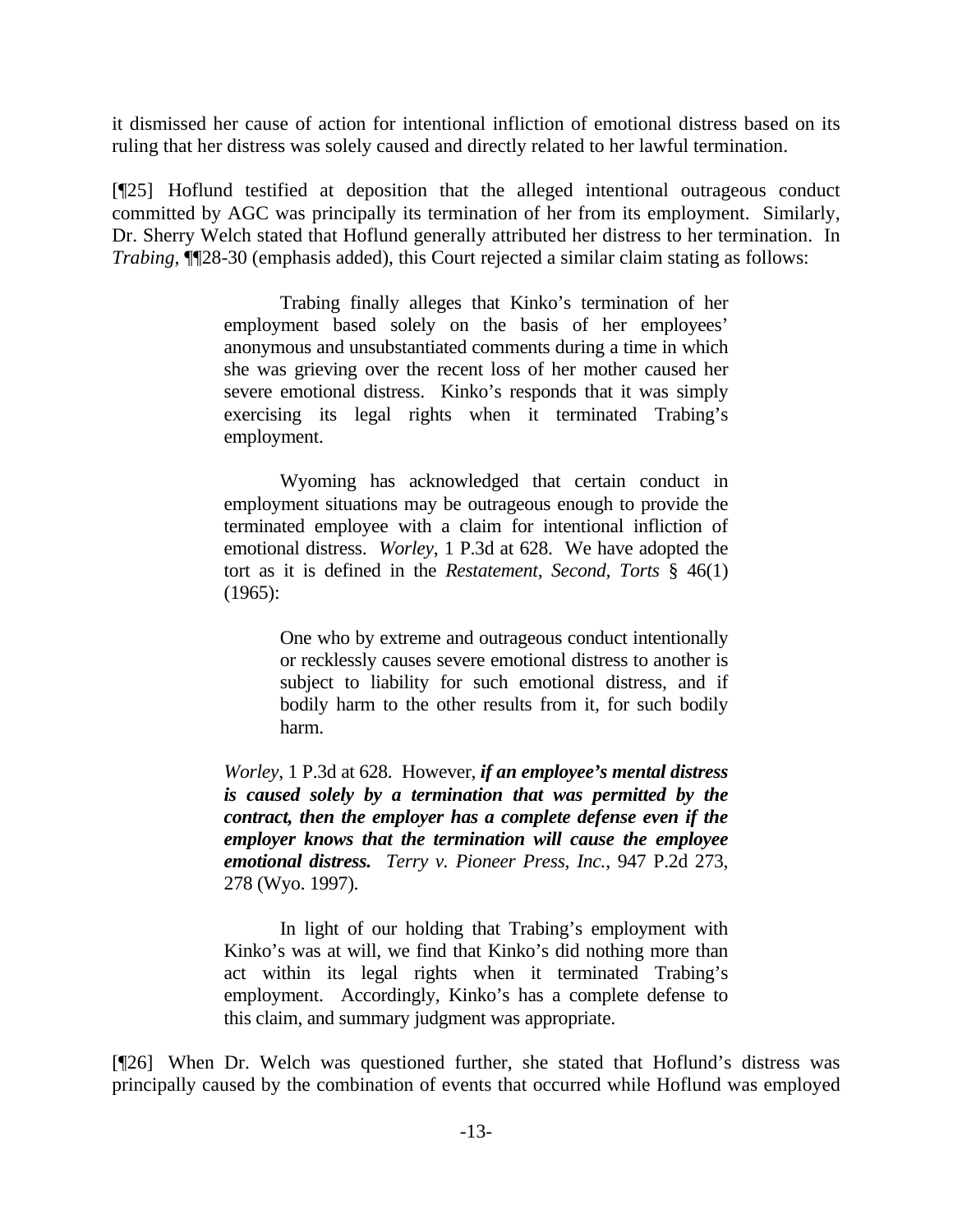it dismissed her cause of action for intentional infliction of emotional distress based on its ruling that her distress was solely caused and directly related to her lawful termination.

[¶25] Hoflund testified at deposition that the alleged intentional outrageous conduct committed by AGC was principally its termination of her from its employment. Similarly, Dr. Sherry Welch stated that Hoflund generally attributed her distress to her termination. In *Trabing*, ¶¶28-30 (emphasis added), this Court rejected a similar claim stating as follows:

> Trabing finally alleges that Kinko's termination of her employment based solely on the basis of her employees' anonymous and unsubstantiated comments during a time in which she was grieving over the recent loss of her mother caused her severe emotional distress. Kinko's responds that it was simply exercising its legal rights when it terminated Trabing's employment.
>
> Wyoming has acknowledged that certain conduct in employment situations may be outrageous enough to provide the terminated employee with a claim for intentional infliction of emotional distress. *Worley*, 1 P.3d at 628. We have adopted the tort as it is defined in the *Restatement, Second, Torts* § 46(1) (1965):
>
>> One who by extreme and outrageous conduct intentionally or recklessly causes severe emotional distress to another is subject to liability for such emotional distress, and if bodily harm to the other results from it, for such bodily harm.
>
> *Worley*, 1 P.3d at 628. However, ***if an employee's mental distress is caused solely by a termination that was permitted by the contract, then the employer has a complete defense even if the employer knows that the termination will cause the employee emotional distress.*** *Terry v. Pioneer Press, Inc.*, 947 P.2d 273, 278 (Wyo. 1997).
>
> In light of our holding that Trabing's employment with Kinko's was at will, we find that Kinko's did nothing more than act within its legal rights when it terminated Trabing's employment. Accordingly, Kinko's has a complete defense to this claim, and summary judgment was appropriate.

[¶26] When Dr. Welch was questioned further, she stated that Hoflund's distress was principally caused by the combination of events that occurred while Hoflund was employed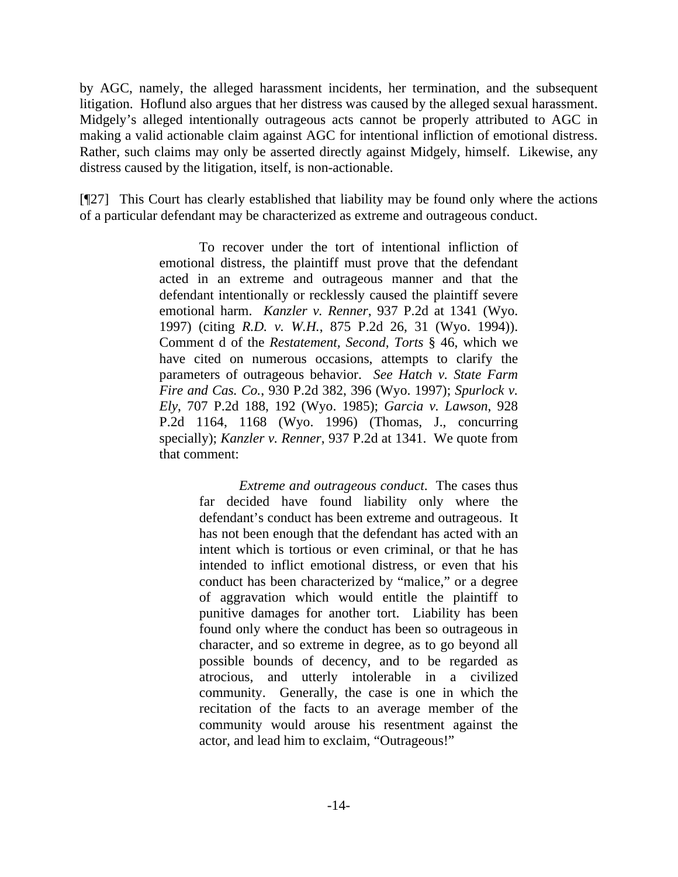by AGC, namely, the alleged harassment incidents, her termination, and the subsequent litigation. Hoflund also argues that her distress was caused by the alleged sexual harassment. Midgely's alleged intentionally outrageous acts cannot be properly attributed to AGC in making a valid actionable claim against AGC for intentional infliction of emotional distress. Rather, such claims may only be asserted directly against Midgely, himself. Likewise, any distress caused by the litigation, itself, is non-actionable.

[¶27] This Court has clearly established that liability may be found only where the actions of a particular defendant may be characterized as extreme and outrageous conduct.

> To recover under the tort of intentional infliction of emotional distress, the plaintiff must prove that the defendant acted in an extreme and outrageous manner and that the defendant intentionally or recklessly caused the plaintiff severe emotional harm. *Kanzler v. Renner*, 937 P.2d at 1341 (Wyo. 1997) (citing *R.D. v. W.H.*, 875 P.2d 26, 31 (Wyo. 1994)). Comment d of the *Restatement, Second, Torts* § 46, which we have cited on numerous occasions, attempts to clarify the parameters of outrageous behavior. *See Hatch v. State Farm Fire and Cas. Co.*, 930 P.2d 382, 396 (Wyo. 1997); *Spurlock v. Ely*, 707 P.2d 188, 192 (Wyo. 1985); *Garcia v. Lawson*, 928 P.2d 1164, 1168 (Wyo. 1996) (Thomas, J., concurring specially); *Kanzler v. Renner*, 937 P.2d at 1341. We quote from that comment:
>
> > *Extreme and outrageous conduct*. The cases thus far decided have found liability only where the defendant's conduct has been extreme and outrageous. It has not been enough that the defendant has acted with an intent which is tortious or even criminal, or that he has intended to inflict emotional distress, or even that his conduct has been characterized by "malice," or a degree of aggravation which would entitle the plaintiff to punitive damages for another tort. Liability has been found only where the conduct has been so outrageous in character, and so extreme in degree, as to go beyond all possible bounds of decency, and to be regarded as atrocious, and utterly intolerable in a civilized community. Generally, the case is one in which the recitation of the facts to an average member of the community would arouse his resentment against the actor, and lead him to exclaim, "Outrageous!"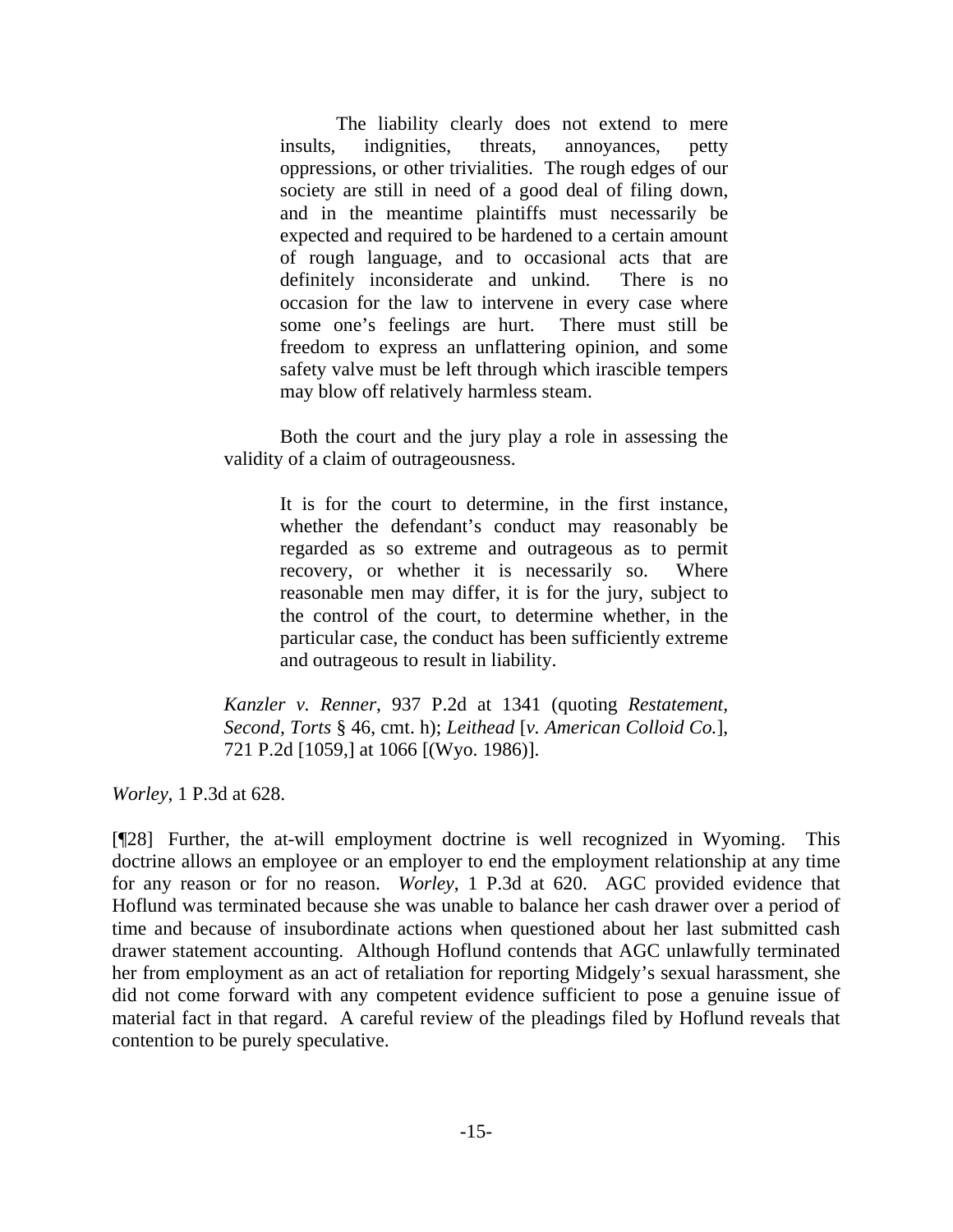> > The liability clearly does not extend to mere insults, indignities, threats, annoyances, petty oppressions, or other trivialities. The rough edges of our society are still in need of a good deal of filing down, and in the meantime plaintiffs must necessarily be expected and required to be hardened to a certain amount of rough language, and to occasional acts that are definitely inconsiderate and unkind. There is no occasion for the law to intervene in every case where some one's feelings are hurt. There must still be freedom to express an unflattering opinion, and some safety valve must be left through which irascible tempers may blow off relatively harmless steam.
>
> Both the court and the jury play a role in assessing the validity of a claim of outrageousness.
>
> > It is for the court to determine, in the first instance, whether the defendant's conduct may reasonably be regarded as so extreme and outrageous as to permit recovery, or whether it is necessarily so. Where reasonable men may differ, it is for the jury, subject to the control of the court, to determine whether, in the particular case, the conduct has been sufficiently extreme and outrageous to result in liability.
>
> *Kanzler v. Renner*, 937 P.2d at 1341 (quoting *Restatement, Second, Torts* § 46, cmt. h); *Leithead* [*v. American Colloid Co.*], 721 P.2d [1059,] at 1066 [(Wyo. 1986)].

*Worley*, 1 P.3d at 628.

[¶28] Further, the at-will employment doctrine is well recognized in Wyoming. This doctrine allows an employee or an employer to end the employment relationship at any time for any reason or for no reason. *Worley*, 1 P.3d at 620. AGC provided evidence that Hoflund was terminated because she was unable to balance her cash drawer over a period of time and because of insubordinate actions when questioned about her last submitted cash drawer statement accounting. Although Hoflund contends that AGC unlawfully terminated her from employment as an act of retaliation for reporting Midgely's sexual harassment, she did not come forward with any competent evidence sufficient to pose a genuine issue of material fact in that regard. A careful review of the pleadings filed by Hoflund reveals that contention to be purely speculative.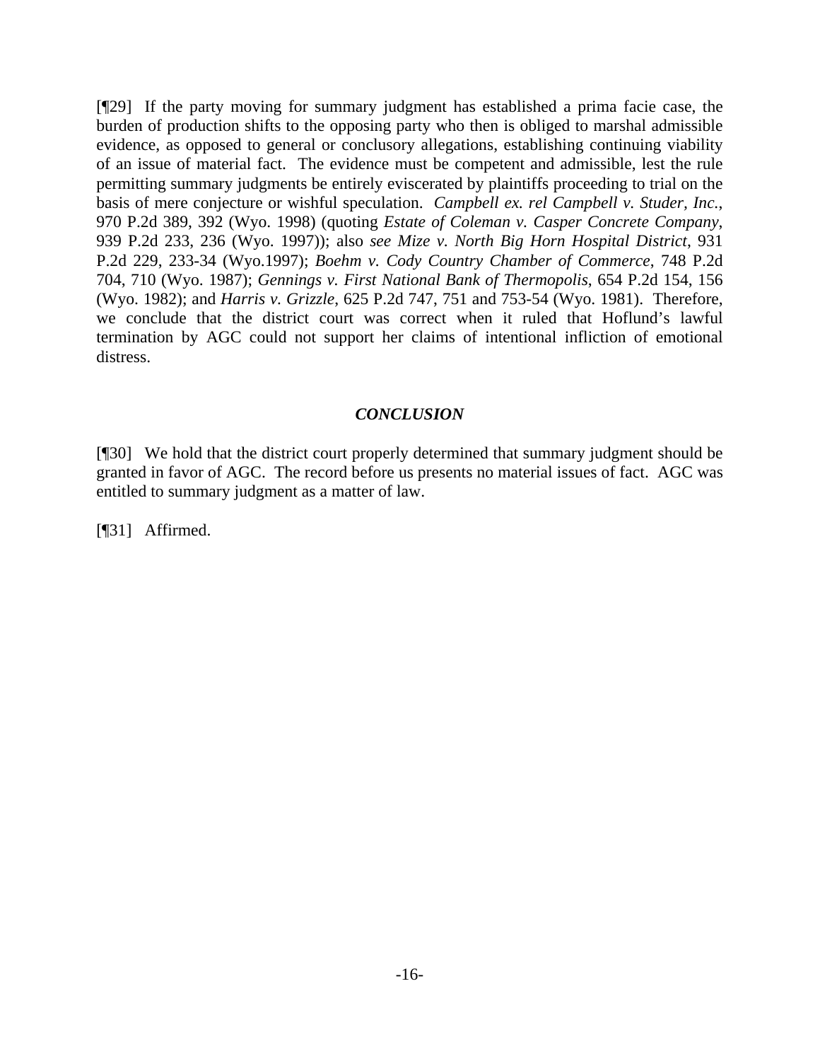[¶29] If the party moving for summary judgment has established a prima facie case, the burden of production shifts to the opposing party who then is obliged to marshal admissible evidence, as opposed to general or conclusory allegations, establishing continuing viability of an issue of material fact. The evidence must be competent and admissible, lest the rule permitting summary judgments be entirely eviscerated by plaintiffs proceeding to trial on the basis of mere conjecture or wishful speculation. *Campbell ex. rel Campbell v. Studer, Inc.*, 970 P.2d 389, 392 (Wyo. 1998) (quoting *Estate of Coleman v. Casper Concrete Company*, 939 P.2d 233, 236 (Wyo. 1997)); also *see Mize v. North Big Horn Hospital District*, 931 P.2d 229, 233-34 (Wyo.1997); *Boehm v. Cody Country Chamber of Commerce*, 748 P.2d 704, 710 (Wyo. 1987); *Gennings v. First National Bank of Thermopolis*, 654 P.2d 154, 156 (Wyo. 1982); and *Harris v. Grizzle*, 625 P.2d 747, 751 and 753-54 (Wyo. 1981). Therefore, we conclude that the district court was correct when it ruled that Hoflund's lawful termination by AGC could not support her claims of intentional infliction of emotional distress.

## *CONCLUSION*

[¶30] We hold that the district court properly determined that summary judgment should be granted in favor of AGC. The record before us presents no material issues of fact. AGC was entitled to summary judgment as a matter of law.

[¶31] Affirmed.